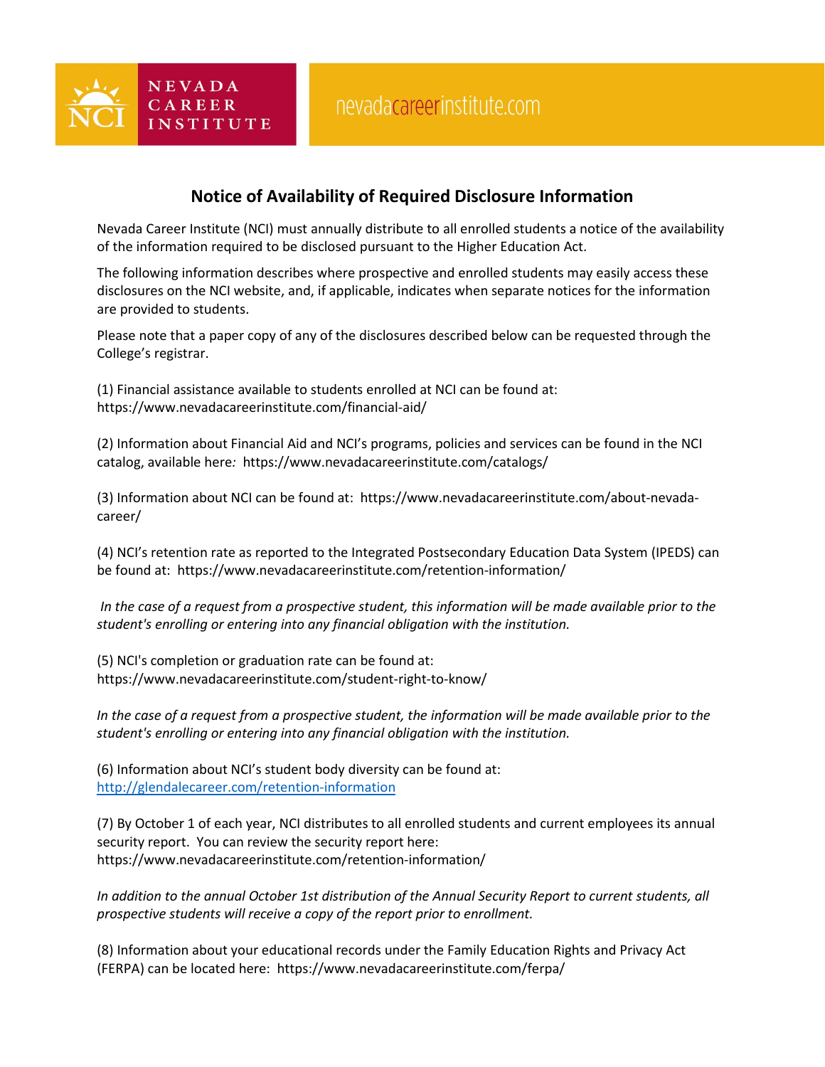NEVADA CAREER INSTITUTE

nevadacareerinstitute.com

## Notice of Availability of Required Disclosure Information

Nevada Career Institute (NCI) must annually distribute to all enrolled students a notice of the availability of the information required to be disclosed pursuant to the Higher Education Act.

The following information describes where prospective and enrolled students may easily access these disclosures on the NCI website, and, if applicable, indicates when separate notices for the information are provided to students.

Please note that a paper copy of any of the disclosures described below can be requested through the College's registrar.

(1) Financial assistance available to students enrolled at NCI can be found at: https://www.nevadacareerinstitute.com/financial-aid/

(2) Information about Financial Aid and NCI's programs, policies and services can be found in the NCI catalog, available here*:* https://www.nevadacareerinstitute.com/catalogs/

(3) Information about NCI can be found at: https://www.nevadacareerinstitute.com/about-nevada-career/

(4) NCI's retention rate as reported to the Integrated Postsecondary Education Data System (IPEDS) can be found at: https://www.nevadacareerinstitute.com/retention-information/

*In the case of a request from a prospective student, this information will be made available prior to the student's enrolling or entering into any financial obligation with the institution.*

(5) NCI's completion or graduation rate can be found at: https://www.nevadacareerinstitute.com/student-right-to-know/

*In the case of a request from a prospective student, the information will be made available prior to the student's enrolling or entering into any financial obligation with the institution.*

(6) Information about NCI's student body diversity can be found at: http://glendalecareer.com/retention-information

(7) By October 1 of each year, NCI distributes to all enrolled students and current employees its annual security report. You can review the security report here: https://www.nevadacareerinstitute.com/retention-information/

*In addition to the annual October 1st distribution of the Annual Security Report to current students, all prospective students will receive a copy of the report prior to enrollment.*

(8) Information about your educational records under the Family Education Rights and Privacy Act (FERPA) can be located here: https://www.nevadacareerinstitute.com/ferpa/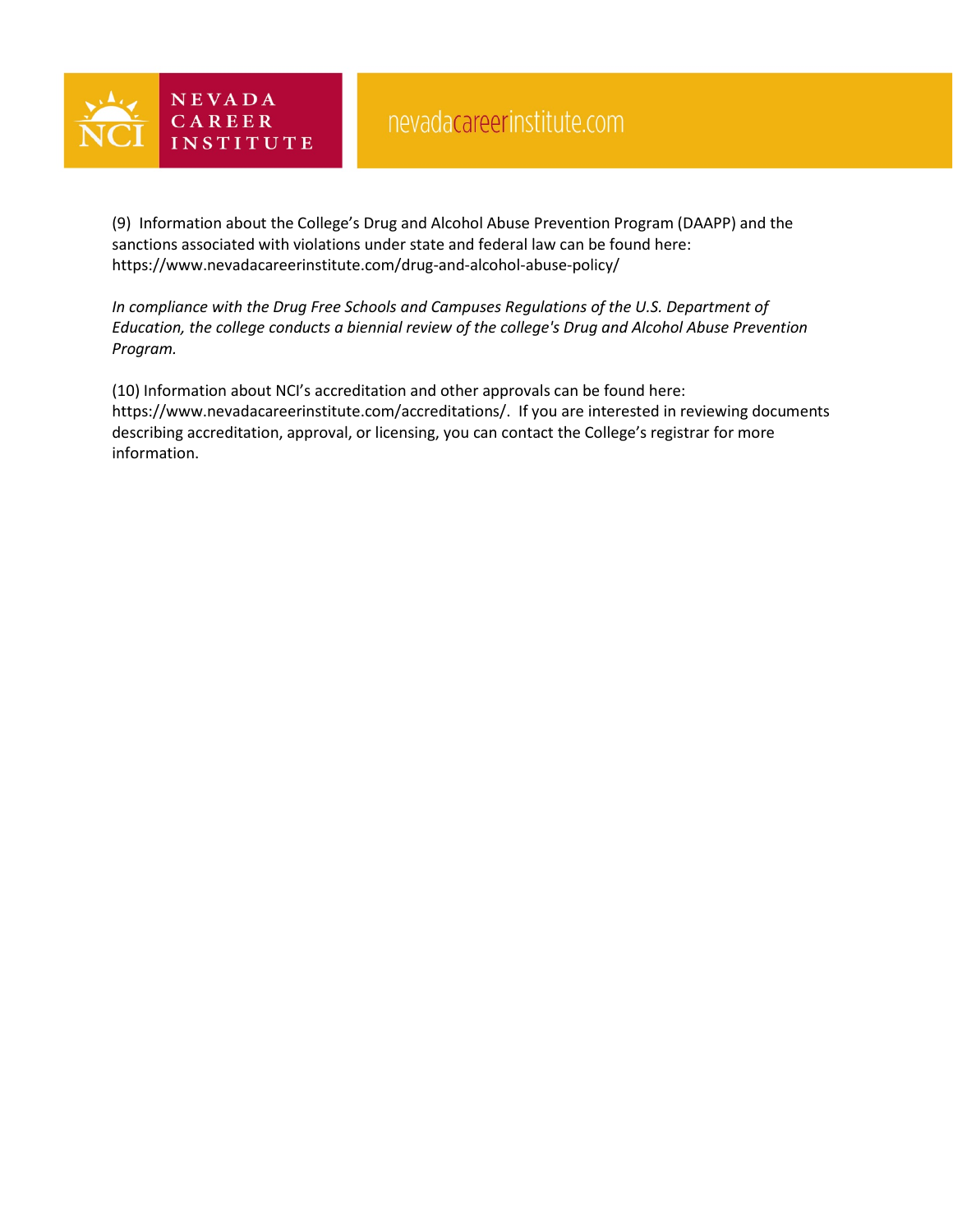(9) Information about the College's Drug and Alcohol Abuse Prevention Program (DAAPP) and the sanctions associated with violations under state and federal law can be found here: https://www.nevadacareerinstitute.com/drug-and-alcohol-abuse-policy/

*In compliance with the Drug Free Schools and Campuses Regulations of the U.S. Department of Education, the college conducts a biennial review of the college's Drug and Alcohol Abuse Prevention Program.*

(10) Information about NCI's accreditation and other approvals can be found here: https://www.nevadacareerinstitute.com/accreditations/. If you are interested in reviewing documents describing accreditation, approval, or licensing, you can contact the College's registrar for more information.